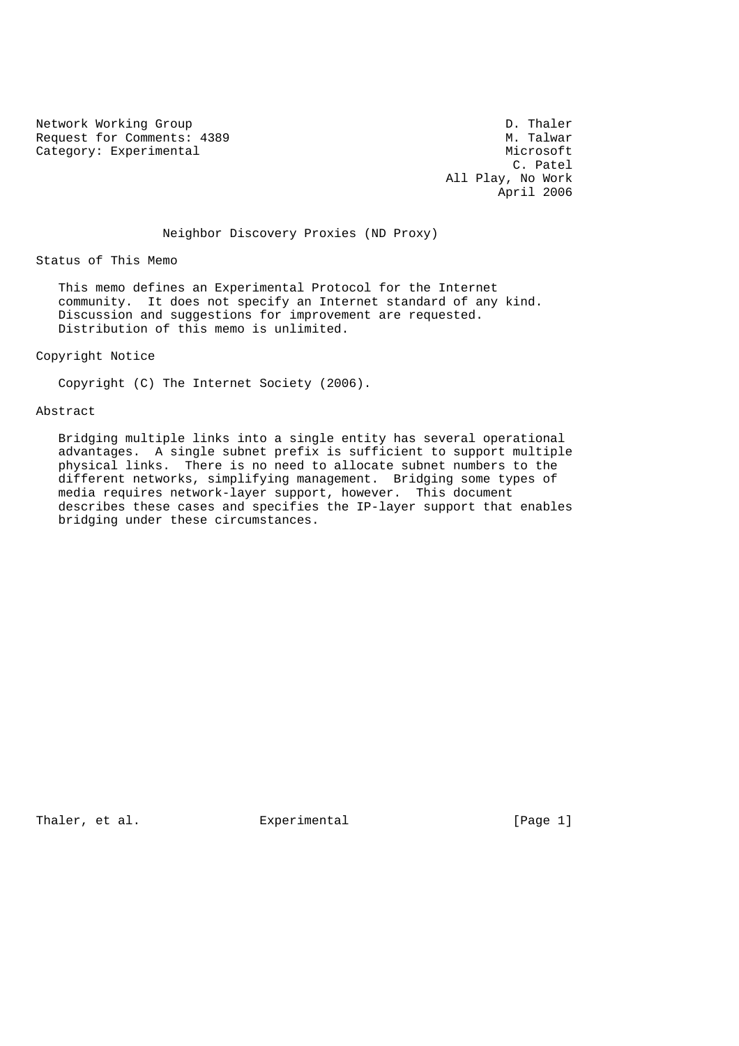Network Working Group                                          D. Thaler
Request for Comments: 4389                                     M. Talwar
Category: Experimental                                         Microsoft
                                                                C. Patel
                                                       All Play, No Work
                                                              April 2006

# Neighbor Discovery Proxies (ND Proxy)

## Status of This Memo

This memo defines an Experimental Protocol for the Internet community. It does not specify an Internet standard of any kind. Discussion and suggestions for improvement are requested. Distribution of this memo is unlimited.

## Copyright Notice

Copyright (C) The Internet Society (2006).

## Abstract

Bridging multiple links into a single entity has several operational advantages. A single subnet prefix is sufficient to support multiple physical links. There is no need to allocate subnet numbers to the different networks, simplifying management. Bridging some types of media requires network-layer support, however. This document describes these cases and specifies the IP-layer support that enables bridging under these circumstances.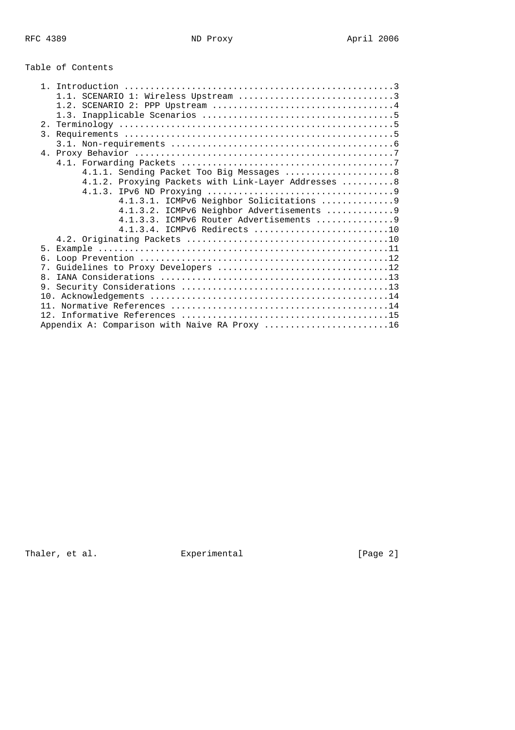# Table of Contents

```
   1. Introduction ....................................................3
      1.1. SCENARIO 1: Wireless Upstream ..............................3
      1.2. SCENARIO 2: PPP Upstream ...................................4
      1.3. Inapplicable Scenarios .....................................5
   2. Terminology .....................................................5
   3. Requirements ....................................................5
      3.1. Non-requirements ...........................................6
   4. Proxy Behavior ..................................................7
      4.1. Forwarding Packets .........................................7
           4.1.1. Sending Packet Too Big Messages .....................8
           4.1.2. Proxying Packets with Link-Layer Addresses ..........8
           4.1.3. IPv6 ND Proxying ....................................9
                  4.1.3.1. ICMPv6 Neighbor Solicitations ..............9
                  4.1.3.2. ICMPv6 Neighbor Advertisements .............9
                  4.1.3.3. ICMPv6 Router Advertisements ...............9
                  4.1.3.4. ICMPv6 Redirects ..........................10
      4.2. Originating Packets .......................................10
   5. Example ........................................................11
   6. Loop Prevention ................................................12
   7. Guidelines to Proxy Developers .................................12
   8. IANA Considerations ............................................13
   9. Security Considerations ........................................13
   10. Acknowledgements ..............................................14
   11. Normative References ..........................................14
   12. Informative References ........................................15
   Appendix A: Comparison with Naive RA Proxy ........................16
```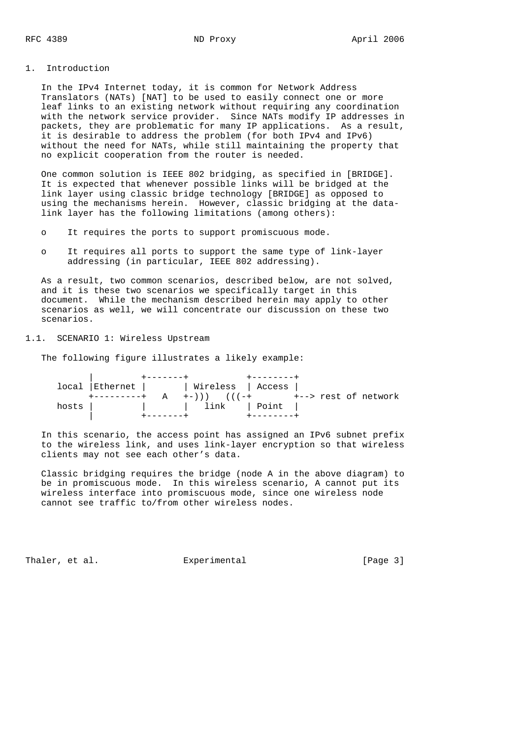# 1. Introduction

In the IPv4 Internet today, it is common for Network Address Translators (NATs) [NAT] to be used to easily connect one or more leaf links to an existing network without requiring any coordination with the network service provider. Since NATs modify IP addresses in packets, they are problematic for many IP applications. As a result, it is desirable to address the problem (for both IPv4 and IPv6) without the need for NATs, while still maintaining the property that no explicit cooperation from the router is needed.

One common solution is IEEE 802 bridging, as specified in [BRIDGE]. It is expected that whenever possible links will be bridged at the link layer using classic bridge technology [BRIDGE] as opposed to using the mechanisms herein. However, classic bridging at the data-link layer has the following limitations (among others):

- It requires the ports to support promiscuous mode.
- It requires all ports to support the same type of link-layer addressing (in particular, IEEE 802 addressing).

As a result, two common scenarios, described below, are not solved, and it is these two scenarios we specifically target in this document. While the mechanism described herein may apply to other scenarios as well, we will concentrate our discussion on these two scenarios.

## 1.1. SCENARIO 1: Wireless Upstream

The following figure illustrates a likely example:

```
        |         +-------+           +--------+
  local |Ethernet |       | Wireless  | Access |
        +---------+   A   +-)))   (((-+        +--> rest of network
  hosts |         |       |   link    | Point  |
        |         +-------+           +--------+
```

In this scenario, the access point has assigned an IPv6 subnet prefix to the wireless link, and uses link-layer encryption so that wireless clients may not see each other's data.

Classic bridging requires the bridge (node A in the above diagram) to be in promiscuous mode. In this wireless scenario, A cannot put its wireless interface into promiscuous mode, since one wireless node cannot see traffic to/from other wireless nodes.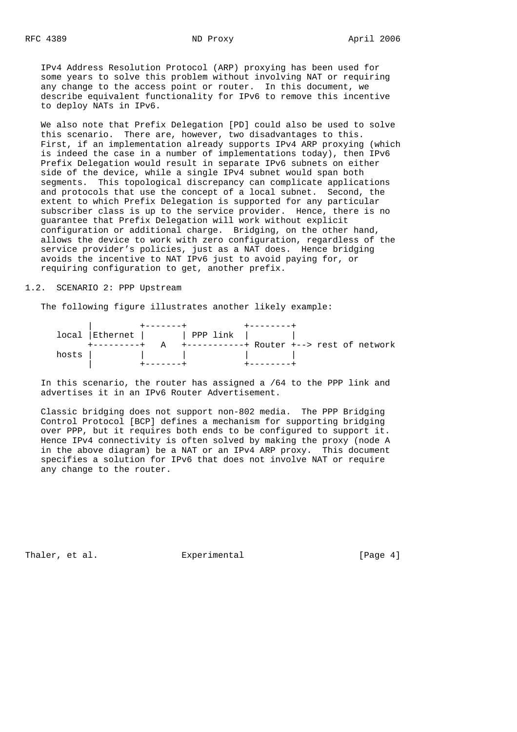IPv4 Address Resolution Protocol (ARP) proxying has been used for some years to solve this problem without involving NAT or requiring any change to the access point or router. In this document, we describe equivalent functionality for IPv6 to remove this incentive to deploy NATs in IPv6.

We also note that Prefix Delegation [PD] could also be used to solve this scenario. There are, however, two disadvantages to this. First, if an implementation already supports IPv4 ARP proxying (which is indeed the case in a number of implementations today), then IPv6 Prefix Delegation would result in separate IPv6 subnets on either side of the device, while a single IPv4 subnet would span both segments. This topological discrepancy can complicate applications and protocols that use the concept of a local subnet. Second, the extent to which Prefix Delegation is supported for any particular subscriber class is up to the service provider. Hence, there is no guarantee that Prefix Delegation will work without explicit configuration or additional charge. Bridging, on the other hand, allows the device to work with zero configuration, regardless of the service provider's policies, just as a NAT does. Hence bridging avoids the incentive to NAT IPv6 just to avoid paying for, or requiring configuration to get, another prefix.

## 1.2. SCENARIO 2: PPP Upstream

The following figure illustrates another likely example:

```
        |          +-------+           +--------+
  local |Ethernet |       | PPP link  |        |
        +---------+   A   +-----------+ Router +--> rest of network
  hosts |         |       |           |        |
        |          +-------+           +--------+
```

In this scenario, the router has assigned a /64 to the PPP link and advertises it in an IPv6 Router Advertisement.

Classic bridging does not support non-802 media. The PPP Bridging Control Protocol [BCP] defines a mechanism for supporting bridging over PPP, but it requires both ends to be configured to support it. Hence IPv4 connectivity is often solved by making the proxy (node A in the above diagram) be a NAT or an IPv4 ARP proxy. This document specifies a solution for IPv6 that does not involve NAT or require any change to the router.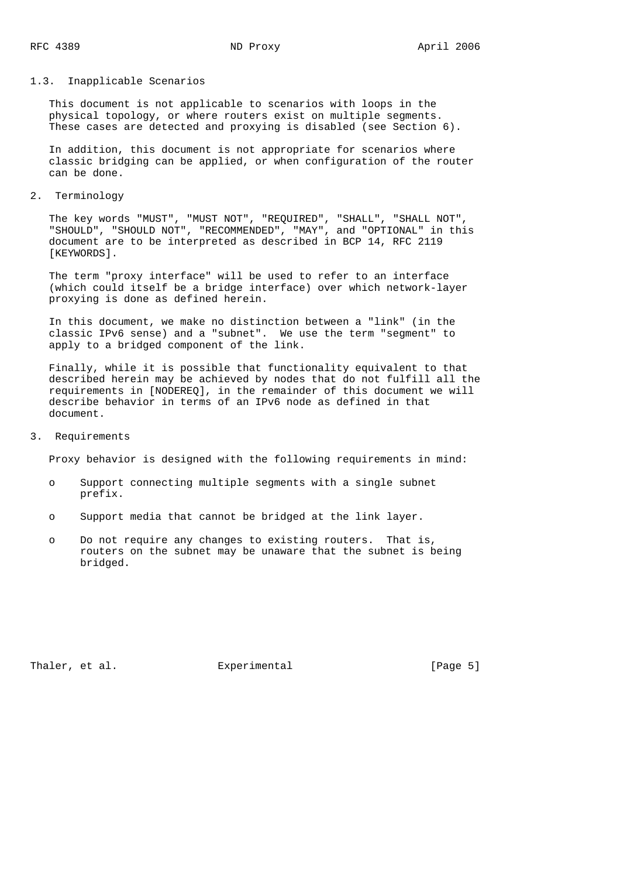### 1.3. Inapplicable Scenarios

This document is not applicable to scenarios with loops in the physical topology, or where routers exist on multiple segments. These cases are detected and proxying is disabled (see Section 6).

In addition, this document is not appropriate for scenarios where classic bridging can be applied, or when configuration of the router can be done.

## 2. Terminology

The key words "MUST", "MUST NOT", "REQUIRED", "SHALL", "SHALL NOT", "SHOULD", "SHOULD NOT", "RECOMMENDED", "MAY", and "OPTIONAL" in this document are to be interpreted as described in BCP 14, RFC 2119 [KEYWORDS].

The term "proxy interface" will be used to refer to an interface (which could itself be a bridge interface) over which network-layer proxying is done as defined herein.

In this document, we make no distinction between a "link" (in the classic IPv6 sense) and a "subnet". We use the term "segment" to apply to a bridged component of the link.

Finally, while it is possible that functionality equivalent to that described herein may be achieved by nodes that do not fulfill all the requirements in [NODEREQ], in the remainder of this document we will describe behavior in terms of an IPv6 node as defined in that document.

## 3. Requirements

Proxy behavior is designed with the following requirements in mind:

- Support connecting multiple segments with a single subnet prefix.
- Support media that cannot be bridged at the link layer.
- Do not require any changes to existing routers. That is, routers on the subnet may be unaware that the subnet is being bridged.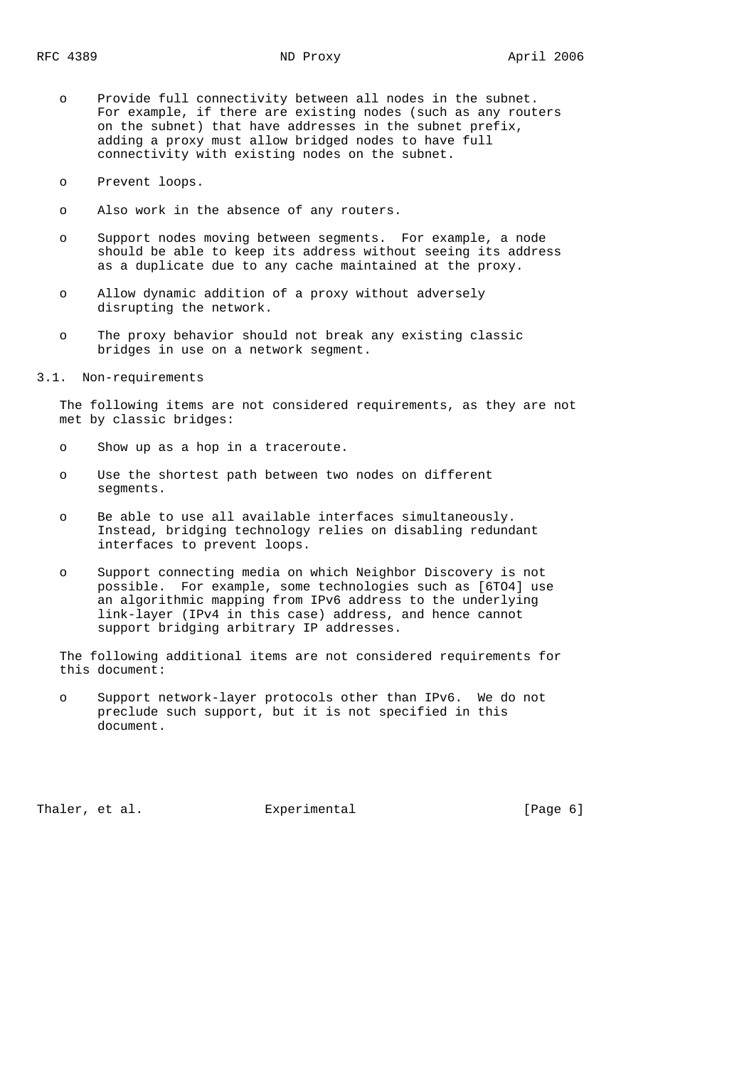- Provide full connectivity between all nodes in the subnet. For example, if there are existing nodes (such as any routers on the subnet) that have addresses in the subnet prefix, adding a proxy must allow bridged nodes to have full connectivity with existing nodes on the subnet.

- Prevent loops.

- Also work in the absence of any routers.

- Support nodes moving between segments. For example, a node should be able to keep its address without seeing its address as a duplicate due to any cache maintained at the proxy.

- Allow dynamic addition of a proxy without adversely disrupting the network.

- The proxy behavior should not break any existing classic bridges in use on a network segment.

## 3.1. Non-requirements

The following items are not considered requirements, as they are not met by classic bridges:

- Show up as a hop in a traceroute.

- Use the shortest path between two nodes on different segments.

- Be able to use all available interfaces simultaneously. Instead, bridging technology relies on disabling redundant interfaces to prevent loops.

- Support connecting media on which Neighbor Discovery is not possible. For example, some technologies such as [6TO4] use an algorithmic mapping from IPv6 address to the underlying link-layer (IPv4 in this case) address, and hence cannot support bridging arbitrary IP addresses.

The following additional items are not considered requirements for this document:

- Support network-layer protocols other than IPv6. We do not preclude such support, but it is not specified in this document.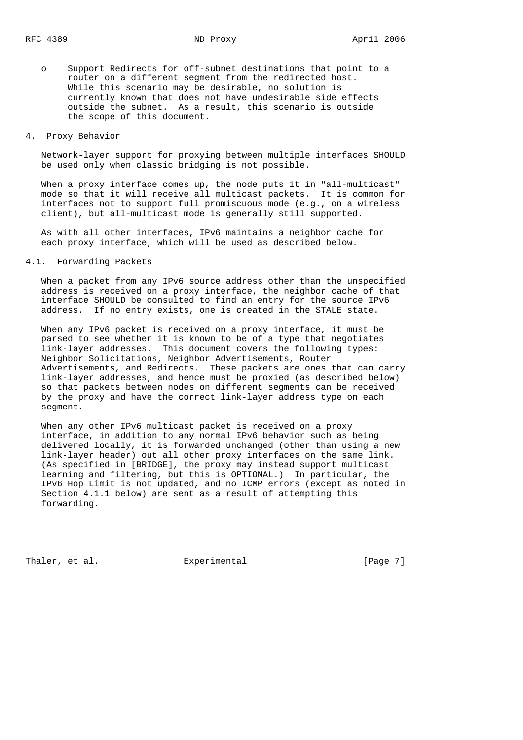- Support Redirects for off-subnet destinations that point to a router on a different segment from the redirected host. While this scenario may be desirable, no solution is currently known that does not have undesirable side effects outside the subnet. As a result, this scenario is outside the scope of this document.

## 4. Proxy Behavior

Network-layer support for proxying between multiple interfaces SHOULD be used only when classic bridging is not possible.

When a proxy interface comes up, the node puts it in "all-multicast" mode so that it will receive all multicast packets. It is common for interfaces not to support full promiscuous mode (e.g., on a wireless client), but all-multicast mode is generally still supported.

As with all other interfaces, IPv6 maintains a neighbor cache for each proxy interface, which will be used as described below.

### 4.1. Forwarding Packets

When a packet from any IPv6 source address other than the unspecified address is received on a proxy interface, the neighbor cache of that interface SHOULD be consulted to find an entry for the source IPv6 address. If no entry exists, one is created in the STALE state.

When any IPv6 packet is received on a proxy interface, it must be parsed to see whether it is known to be of a type that negotiates link-layer addresses. This document covers the following types: Neighbor Solicitations, Neighbor Advertisements, Router Advertisements, and Redirects. These packets are ones that can carry link-layer addresses, and hence must be proxied (as described below) so that packets between nodes on different segments can be received by the proxy and have the correct link-layer address type on each segment.

When any other IPv6 multicast packet is received on a proxy interface, in addition to any normal IPv6 behavior such as being delivered locally, it is forwarded unchanged (other than using a new link-layer header) out all other proxy interfaces on the same link. (As specified in [BRIDGE], the proxy may instead support multicast learning and filtering, but this is OPTIONAL.) In particular, the IPv6 Hop Limit is not updated, and no ICMP errors (except as noted in Section 4.1.1 below) are sent as a result of attempting this forwarding.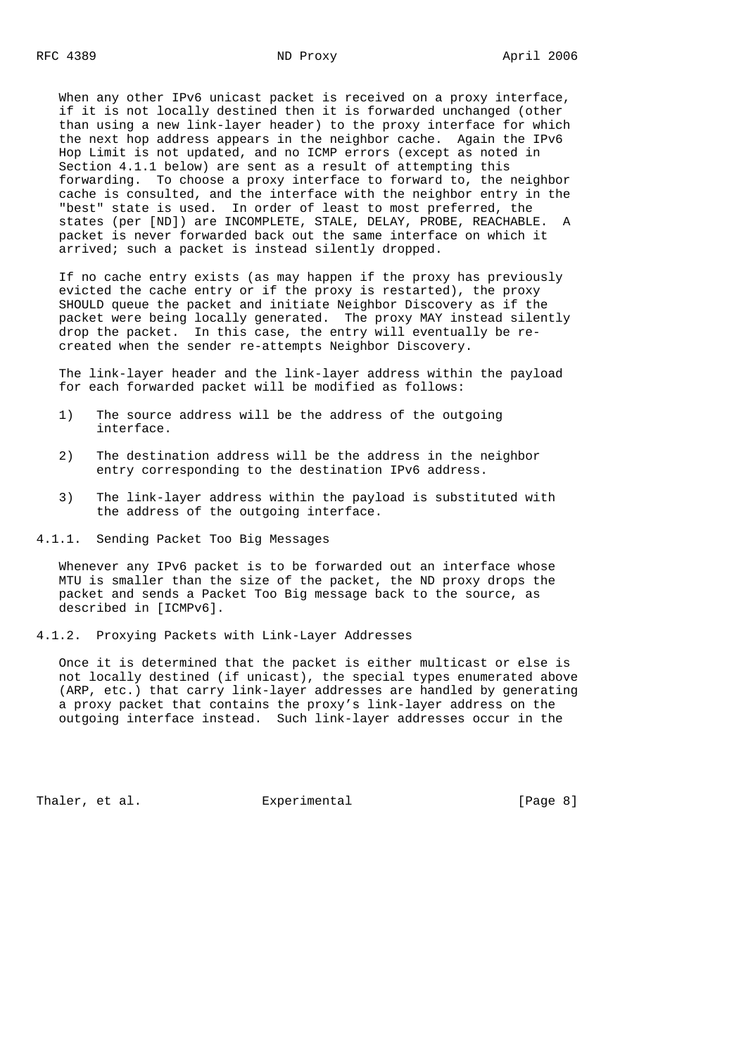When any other IPv6 unicast packet is received on a proxy interface, if it is not locally destined then it is forwarded unchanged (other than using a new link-layer header) to the proxy interface for which the next hop address appears in the neighbor cache. Again the IPv6 Hop Limit is not updated, and no ICMP errors (except as noted in Section 4.1.1 below) are sent as a result of attempting this forwarding. To choose a proxy interface to forward to, the neighbor cache is consulted, and the interface with the neighbor entry in the "best" state is used. In order of least to most preferred, the states (per [ND]) are INCOMPLETE, STALE, DELAY, PROBE, REACHABLE. A packet is never forwarded back out the same interface on which it arrived; such a packet is instead silently dropped.

If no cache entry exists (as may happen if the proxy has previously evicted the cache entry or if the proxy is restarted), the proxy SHOULD queue the packet and initiate Neighbor Discovery as if the packet were being locally generated. The proxy MAY instead silently drop the packet. In this case, the entry will eventually be re-created when the sender re-attempts Neighbor Discovery.

The link-layer header and the link-layer address within the payload for each forwarded packet will be modified as follows:

1) The source address will be the address of the outgoing interface.

2) The destination address will be the address in the neighbor entry corresponding to the destination IPv6 address.

3) The link-layer address within the payload is substituted with the address of the outgoing interface.

#### 4.1.1. Sending Packet Too Big Messages

Whenever any IPv6 packet is to be forwarded out an interface whose MTU is smaller than the size of the packet, the ND proxy drops the packet and sends a Packet Too Big message back to the source, as described in [ICMPv6].

#### 4.1.2. Proxying Packets with Link-Layer Addresses

Once it is determined that the packet is either multicast or else is not locally destined (if unicast), the special types enumerated above (ARP, etc.) that carry link-layer addresses are handled by generating a proxy packet that contains the proxy's link-layer address on the outgoing interface instead. Such link-layer addresses occur in the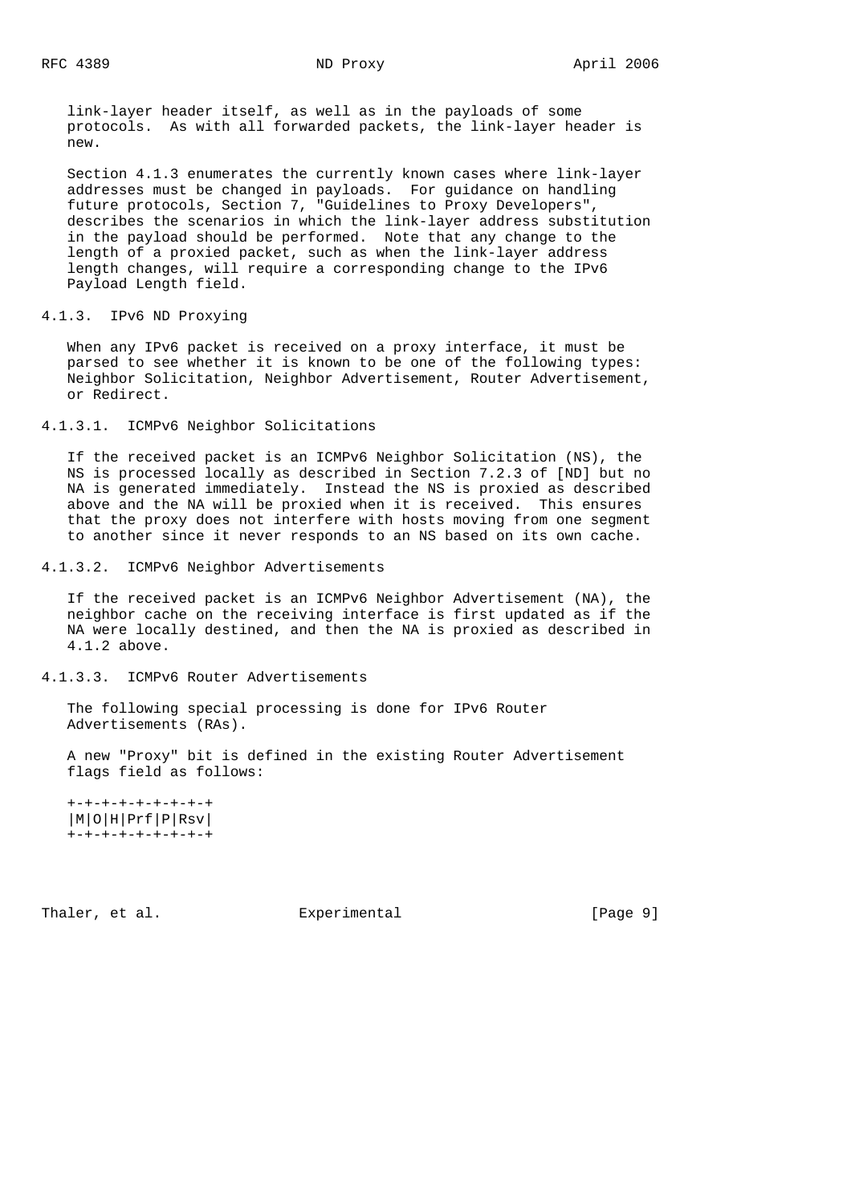link-layer header itself, as well as in the payloads of some protocols. As with all forwarded packets, the link-layer header is new.

Section 4.1.3 enumerates the currently known cases where link-layer addresses must be changed in payloads. For guidance on handling future protocols, Section 7, "Guidelines to Proxy Developers", describes the scenarios in which the link-layer address substitution in the payload should be performed. Note that any change to the length of a proxied packet, such as when the link-layer address length changes, will require a corresponding change to the IPv6 Payload Length field.

### 4.1.3. IPv6 ND Proxying

When any IPv6 packet is received on a proxy interface, it must be parsed to see whether it is known to be one of the following types: Neighbor Solicitation, Neighbor Advertisement, Router Advertisement, or Redirect.

#### 4.1.3.1. ICMPv6 Neighbor Solicitations

If the received packet is an ICMPv6 Neighbor Solicitation (NS), the NS is processed locally as described in Section 7.2.3 of [ND] but no NA is generated immediately. Instead the NS is proxied as described above and the NA will be proxied when it is received. This ensures that the proxy does not interfere with hosts moving from one segment to another since it never responds to an NS based on its own cache.

#### 4.1.3.2. ICMPv6 Neighbor Advertisements

If the received packet is an ICMPv6 Neighbor Advertisement (NA), the neighbor cache on the receiving interface is first updated as if the NA were locally destined, and then the NA is proxied as described in 4.1.2 above.

#### 4.1.3.3. ICMPv6 Router Advertisements

The following special processing is done for IPv6 Router Advertisements (RAs).

A new "Proxy" bit is defined in the existing Router Advertisement flags field as follows:

```
+-+-+-+-+-+-+-+-+
|M|O|H|Prf|P|Rsv|
+-+-+-+-+-+-+-+-+
```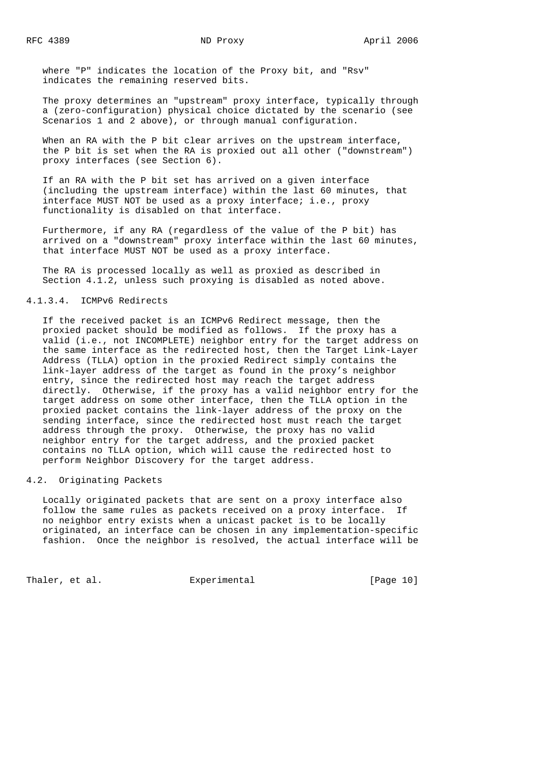where "P" indicates the location of the Proxy bit, and "Rsv" indicates the remaining reserved bits.

The proxy determines an "upstream" proxy interface, typically through a (zero-configuration) physical choice dictated by the scenario (see Scenarios 1 and 2 above), or through manual configuration.

When an RA with the P bit clear arrives on the upstream interface, the P bit is set when the RA is proxied out all other ("downstream") proxy interfaces (see Section 6).

If an RA with the P bit set has arrived on a given interface (including the upstream interface) within the last 60 minutes, that interface MUST NOT be used as a proxy interface; i.e., proxy functionality is disabled on that interface.

Furthermore, if any RA (regardless of the value of the P bit) has arrived on a "downstream" proxy interface within the last 60 minutes, that interface MUST NOT be used as a proxy interface.

The RA is processed locally as well as proxied as described in Section 4.1.2, unless such proxying is disabled as noted above.

#### 4.1.3.4. ICMPv6 Redirects

If the received packet is an ICMPv6 Redirect message, then the proxied packet should be modified as follows. If the proxy has a valid (i.e., not INCOMPLETE) neighbor entry for the target address on the same interface as the redirected host, then the Target Link-Layer Address (TLLA) option in the proxied Redirect simply contains the link-layer address of the target as found in the proxy's neighbor entry, since the redirected host may reach the target address directly. Otherwise, if the proxy has a valid neighbor entry for the target address on some other interface, then the TLLA option in the proxied packet contains the link-layer address of the proxy on the sending interface, since the redirected host must reach the target address through the proxy. Otherwise, the proxy has no valid neighbor entry for the target address, and the proxied packet contains no TLLA option, which will cause the redirected host to perform Neighbor Discovery for the target address.

## 4.2. Originating Packets

Locally originated packets that are sent on a proxy interface also follow the same rules as packets received on a proxy interface. If no neighbor entry exists when a unicast packet is to be locally originated, an interface can be chosen in any implementation-specific fashion. Once the neighbor is resolved, the actual interface will be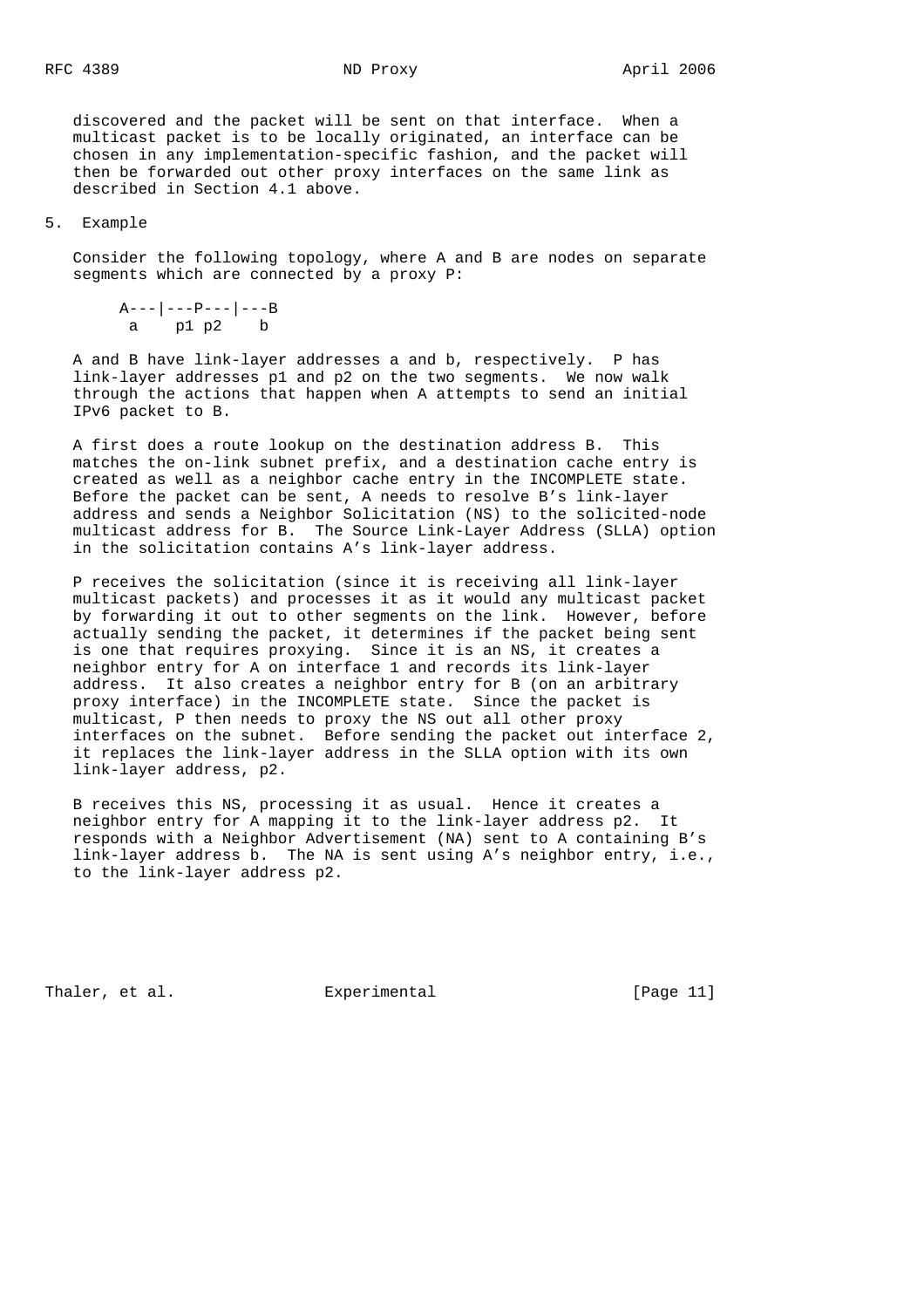discovered and the packet will be sent on that interface. When a multicast packet is to be locally originated, an interface can be chosen in any implementation-specific fashion, and the packet will then be forwarded out other proxy interfaces on the same link as described in Section 4.1 above.

## 5. Example

Consider the following topology, where A and B are nodes on separate segments which are connected by a proxy P:

```
A---|---P---|---B
 a    p1 p2    b
```

A and B have link-layer addresses a and b, respectively. P has link-layer addresses p1 and p2 on the two segments. We now walk through the actions that happen when A attempts to send an initial IPv6 packet to B.

A first does a route lookup on the destination address B. This matches the on-link subnet prefix, and a destination cache entry is created as well as a neighbor cache entry in the INCOMPLETE state. Before the packet can be sent, A needs to resolve B's link-layer address and sends a Neighbor Solicitation (NS) to the solicited-node multicast address for B. The Source Link-Layer Address (SLLA) option in the solicitation contains A's link-layer address.

P receives the solicitation (since it is receiving all link-layer multicast packets) and processes it as it would any multicast packet by forwarding it out to other segments on the link. However, before actually sending the packet, it determines if the packet being sent is one that requires proxying. Since it is an NS, it creates a neighbor entry for A on interface 1 and records its link-layer address. It also creates a neighbor entry for B (on an arbitrary proxy interface) in the INCOMPLETE state. Since the packet is multicast, P then needs to proxy the NS out all other proxy interfaces on the subnet. Before sending the packet out interface 2, it replaces the link-layer address in the SLLA option with its own link-layer address, p2.

B receives this NS, processing it as usual. Hence it creates a neighbor entry for A mapping it to the link-layer address p2. It responds with a Neighbor Advertisement (NA) sent to A containing B's link-layer address b. The NA is sent using A's neighbor entry, i.e., to the link-layer address p2.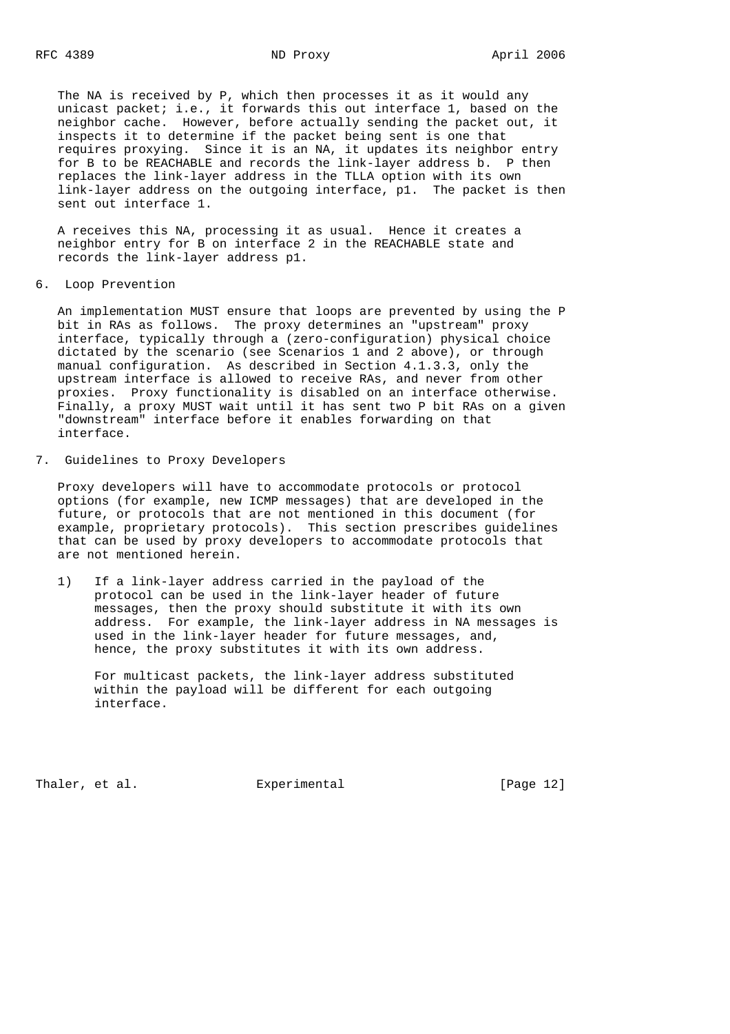The NA is received by P, which then processes it as it would any unicast packet; i.e., it forwards this out interface 1, based on the neighbor cache. However, before actually sending the packet out, it inspects it to determine if the packet being sent is one that requires proxying. Since it is an NA, it updates its neighbor entry for B to be REACHABLE and records the link-layer address b. P then replaces the link-layer address in the TLLA option with its own link-layer address on the outgoing interface, p1. The packet is then sent out interface 1.

A receives this NA, processing it as usual. Hence it creates a neighbor entry for B on interface 2 in the REACHABLE state and records the link-layer address p1.

## 6. Loop Prevention

An implementation MUST ensure that loops are prevented by using the P bit in RAs as follows. The proxy determines an "upstream" proxy interface, typically through a (zero-configuration) physical choice dictated by the scenario (see Scenarios 1 and 2 above), or through manual configuration. As described in Section 4.1.3.3, only the upstream interface is allowed to receive RAs, and never from other proxies. Proxy functionality is disabled on an interface otherwise. Finally, a proxy MUST wait until it has sent two P bit RAs on a given "downstream" interface before it enables forwarding on that interface.

## 7. Guidelines to Proxy Developers

Proxy developers will have to accommodate protocols or protocol options (for example, new ICMP messages) that are developed in the future, or protocols that are not mentioned in this document (for example, proprietary protocols). This section prescribes guidelines that can be used by proxy developers to accommodate protocols that are not mentioned herein.

1) If a link-layer address carried in the payload of the protocol can be used in the link-layer header of future messages, then the proxy should substitute it with its own address. For example, the link-layer address in NA messages is used in the link-layer header for future messages, and, hence, the proxy substitutes it with its own address.

   For multicast packets, the link-layer address substituted within the payload will be different for each outgoing interface.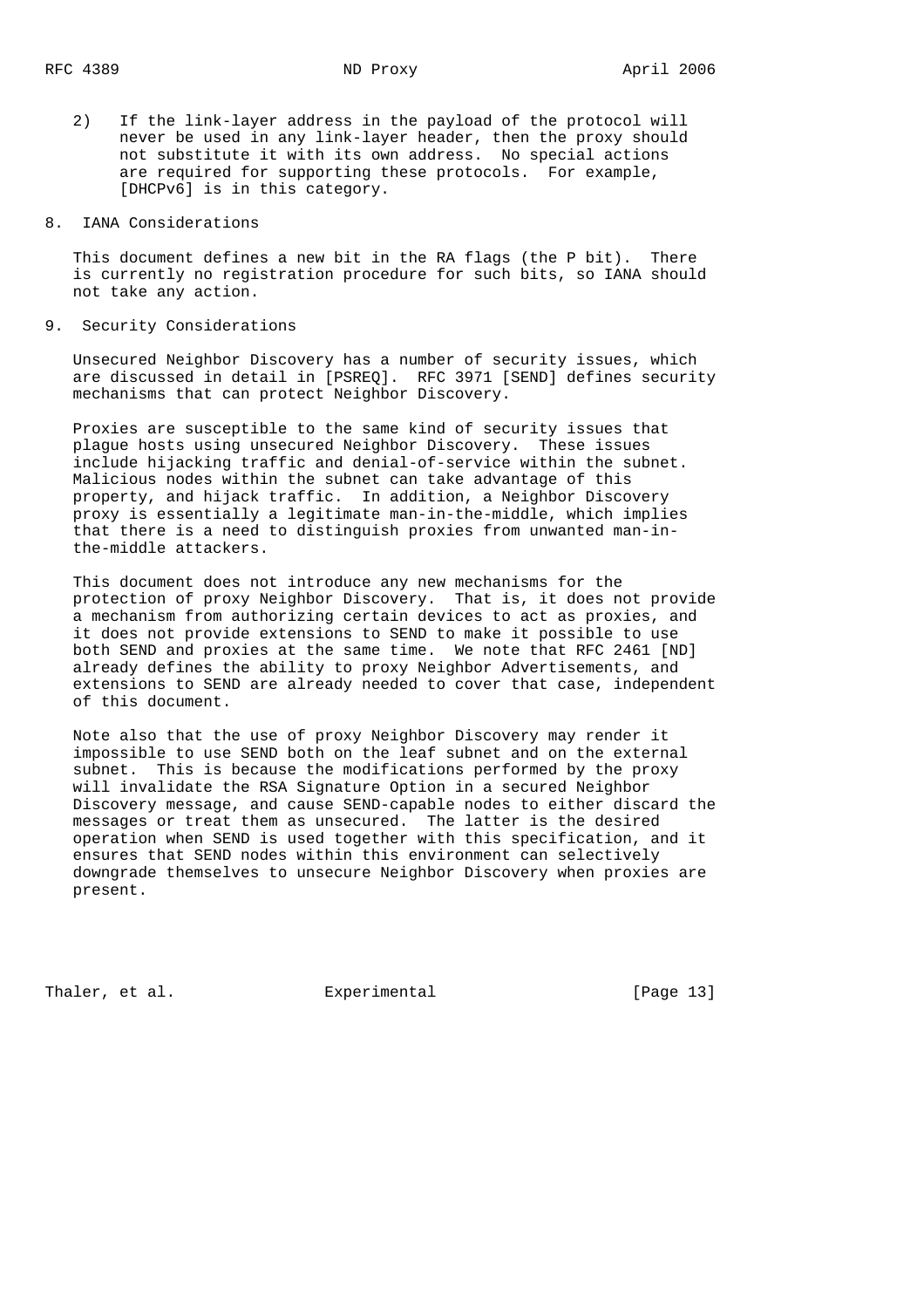2) If the link-layer address in the payload of the protocol will never be used in any link-layer header, then the proxy should not substitute it with its own address. No special actions are required for supporting these protocols. For example, [DHCPv6] is in this category.

## 8. IANA Considerations

This document defines a new bit in the RA flags (the P bit). There is currently no registration procedure for such bits, so IANA should not take any action.

## 9. Security Considerations

Unsecured Neighbor Discovery has a number of security issues, which are discussed in detail in [PSREQ]. RFC 3971 [SEND] defines security mechanisms that can protect Neighbor Discovery.

Proxies are susceptible to the same kind of security issues that plague hosts using unsecured Neighbor Discovery. These issues include hijacking traffic and denial-of-service within the subnet. Malicious nodes within the subnet can take advantage of this property, and hijack traffic. In addition, a Neighbor Discovery proxy is essentially a legitimate man-in-the-middle, which implies that there is a need to distinguish proxies from unwanted man-in-the-middle attackers.

This document does not introduce any new mechanisms for the protection of proxy Neighbor Discovery. That is, it does not provide a mechanism from authorizing certain devices to act as proxies, and it does not provide extensions to SEND to make it possible to use both SEND and proxies at the same time. We note that RFC 2461 [ND] already defines the ability to proxy Neighbor Advertisements, and extensions to SEND are already needed to cover that case, independent of this document.

Note also that the use of proxy Neighbor Discovery may render it impossible to use SEND both on the leaf subnet and on the external subnet. This is because the modifications performed by the proxy will invalidate the RSA Signature Option in a secured Neighbor Discovery message, and cause SEND-capable nodes to either discard the messages or treat them as unsecured. The latter is the desired operation when SEND is used together with this specification, and it ensures that SEND nodes within this environment can selectively downgrade themselves to unsecure Neighbor Discovery when proxies are present.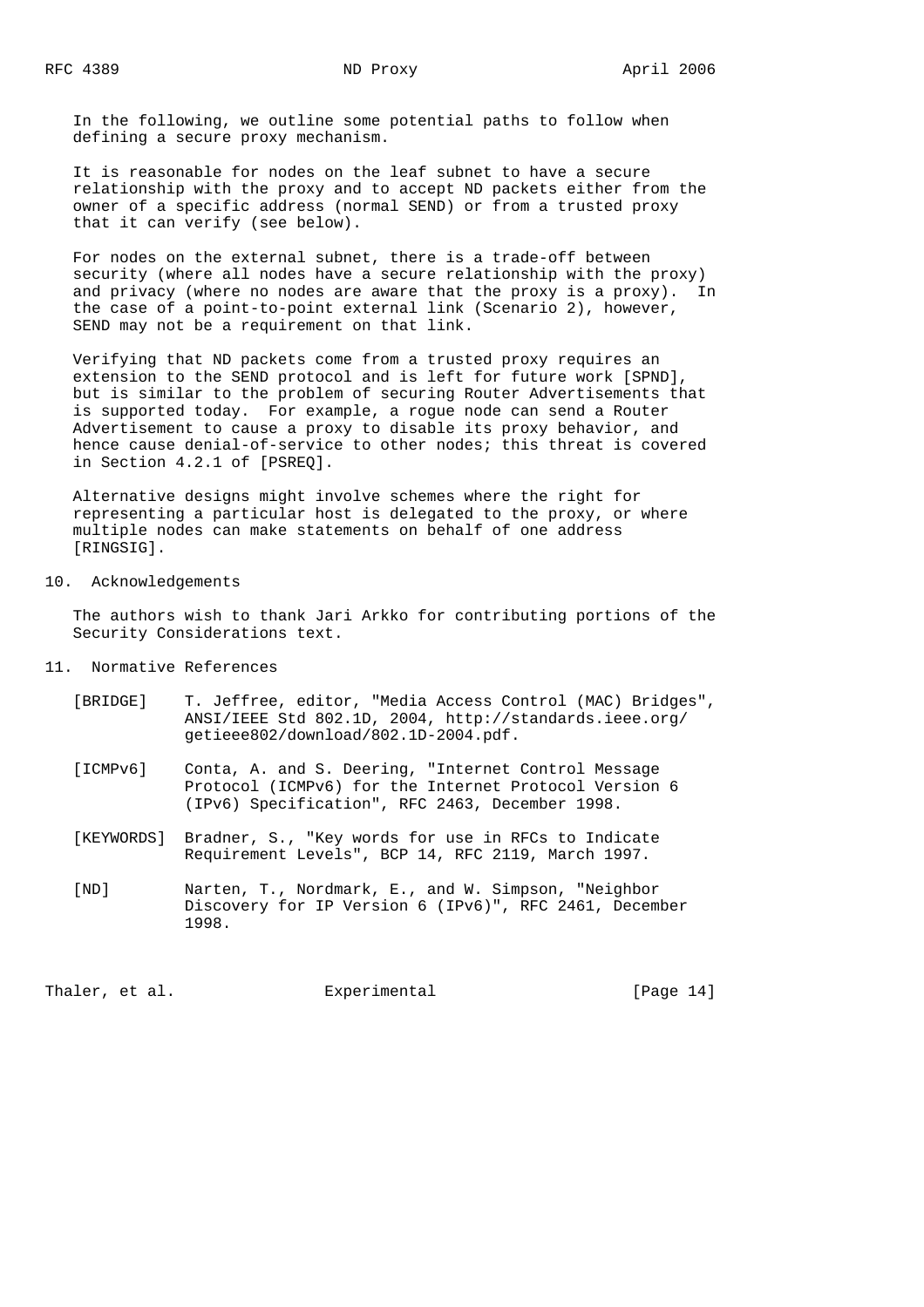In the following, we outline some potential paths to follow when defining a secure proxy mechanism.

It is reasonable for nodes on the leaf subnet to have a secure relationship with the proxy and to accept ND packets either from the owner of a specific address (normal SEND) or from a trusted proxy that it can verify (see below).

For nodes on the external subnet, there is a trade-off between security (where all nodes have a secure relationship with the proxy) and privacy (where no nodes are aware that the proxy is a proxy). In the case of a point-to-point external link (Scenario 2), however, SEND may not be a requirement on that link.

Verifying that ND packets come from a trusted proxy requires an extension to the SEND protocol and is left for future work [SPND], but is similar to the problem of securing Router Advertisements that is supported today. For example, a rogue node can send a Router Advertisement to cause a proxy to disable its proxy behavior, and hence cause denial-of-service to other nodes; this threat is covered in Section 4.2.1 of [PSREQ].

Alternative designs might involve schemes where the right for representing a particular host is delegated to the proxy, or where multiple nodes can make statements on behalf of one address [RINGSIG].

## 10. Acknowledgements

The authors wish to thank Jari Arkko for contributing portions of the Security Considerations text.

## 11. Normative References

- [BRIDGE] T. Jeffree, editor, "Media Access Control (MAC) Bridges", ANSI/IEEE Std 802.1D, 2004, http://standards.ieee.org/getieee802/download/802.1D-2004.pdf.

- [ICMPv6] Conta, A. and S. Deering, "Internet Control Message Protocol (ICMPv6) for the Internet Protocol Version 6 (IPv6) Specification", RFC 2463, December 1998.

- [KEYWORDS] Bradner, S., "Key words for use in RFCs to Indicate Requirement Levels", BCP 14, RFC 2119, March 1997.

- [ND] Narten, T., Nordmark, E., and W. Simpson, "Neighbor Discovery for IP Version 6 (IPv6)", RFC 2461, December 1998.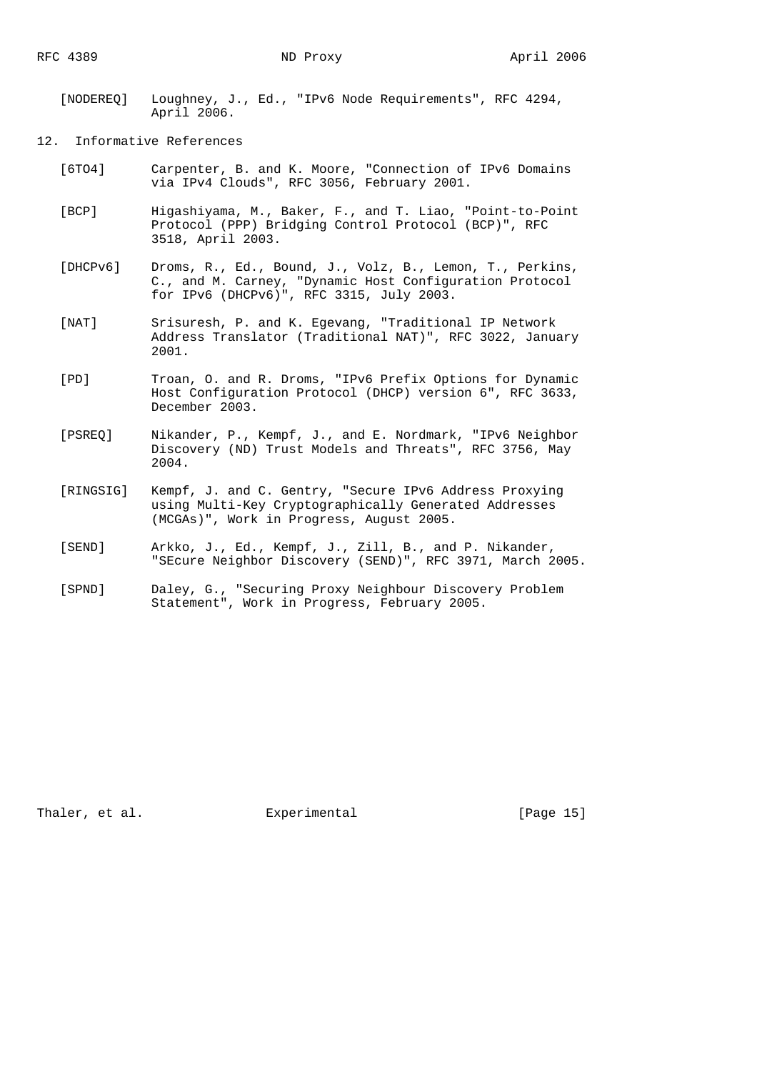[NODEREQ] Loughney, J., Ed., "IPv6 Node Requirements", RFC 4294, April 2006.

## 12. Informative References

[6TO4] Carpenter, B. and K. Moore, "Connection of IPv6 Domains via IPv4 Clouds", RFC 3056, February 2001.

[BCP] Higashiyama, M., Baker, F., and T. Liao, "Point-to-Point Protocol (PPP) Bridging Control Protocol (BCP)", RFC 3518, April 2003.

[DHCPv6] Droms, R., Ed., Bound, J., Volz, B., Lemon, T., Perkins, C., and M. Carney, "Dynamic Host Configuration Protocol for IPv6 (DHCPv6)", RFC 3315, July 2003.

[NAT] Srisuresh, P. and K. Egevang, "Traditional IP Network Address Translator (Traditional NAT)", RFC 3022, January 2001.

[PD] Troan, O. and R. Droms, "IPv6 Prefix Options for Dynamic Host Configuration Protocol (DHCP) version 6", RFC 3633, December 2003.

[PSREQ] Nikander, P., Kempf, J., and E. Nordmark, "IPv6 Neighbor Discovery (ND) Trust Models and Threats", RFC 3756, May 2004.

[RINGSIG] Kempf, J. and C. Gentry, "Secure IPv6 Address Proxying using Multi-Key Cryptographically Generated Addresses (MCGAs)", Work in Progress, August 2005.

[SEND] Arkko, J., Ed., Kempf, J., Zill, B., and P. Nikander, "SEcure Neighbor Discovery (SEND)", RFC 3971, March 2005.

[SPND] Daley, G., "Securing Proxy Neighbour Discovery Problem Statement", Work in Progress, February 2005.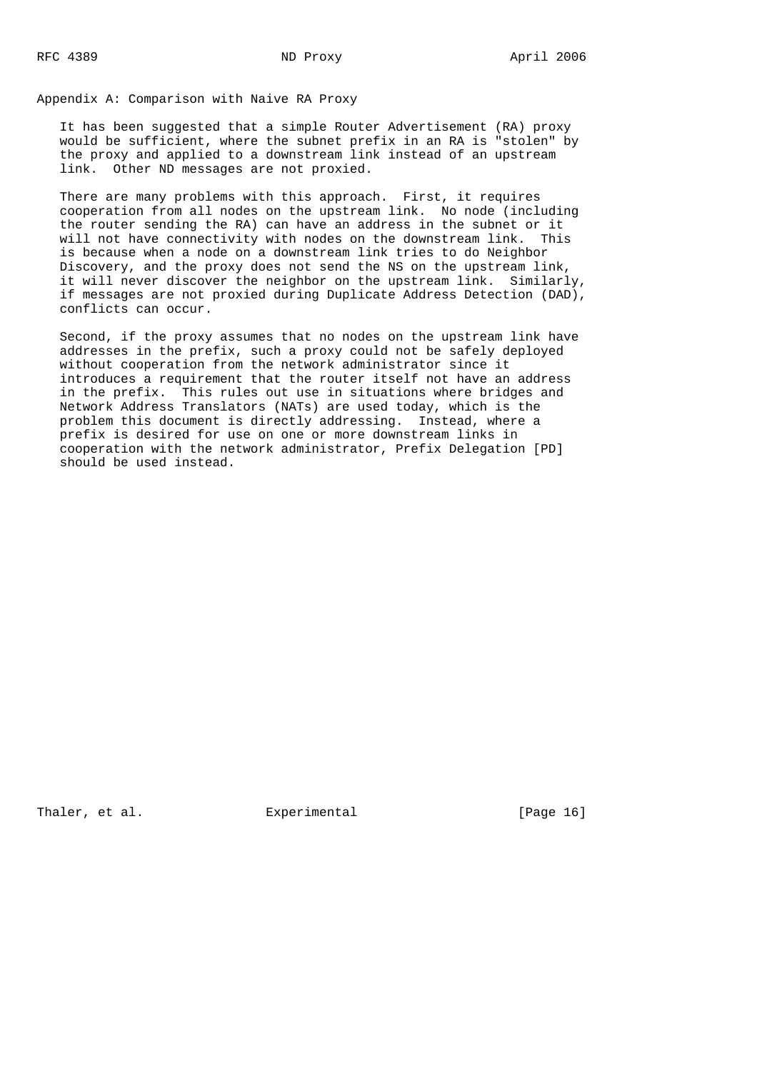## Appendix A: Comparison with Naive RA Proxy

It has been suggested that a simple Router Advertisement (RA) proxy would be sufficient, where the subnet prefix in an RA is "stolen" by the proxy and applied to a downstream link instead of an upstream link. Other ND messages are not proxied.

There are many problems with this approach. First, it requires cooperation from all nodes on the upstream link. No node (including the router sending the RA) can have an address in the subnet or it will not have connectivity with nodes on the downstream link. This is because when a node on a downstream link tries to do Neighbor Discovery, and the proxy does not send the NS on the upstream link, it will never discover the neighbor on the upstream link. Similarly, if messages are not proxied during Duplicate Address Detection (DAD), conflicts can occur.

Second, if the proxy assumes that no nodes on the upstream link have addresses in the prefix, such a proxy could not be safely deployed without cooperation from the network administrator since it introduces a requirement that the router itself not have an address in the prefix. This rules out use in situations where bridges and Network Address Translators (NATs) are used today, which is the problem this document is directly addressing. Instead, where a prefix is desired for use on one or more downstream links in cooperation with the network administrator, Prefix Delegation [PD] should be used instead.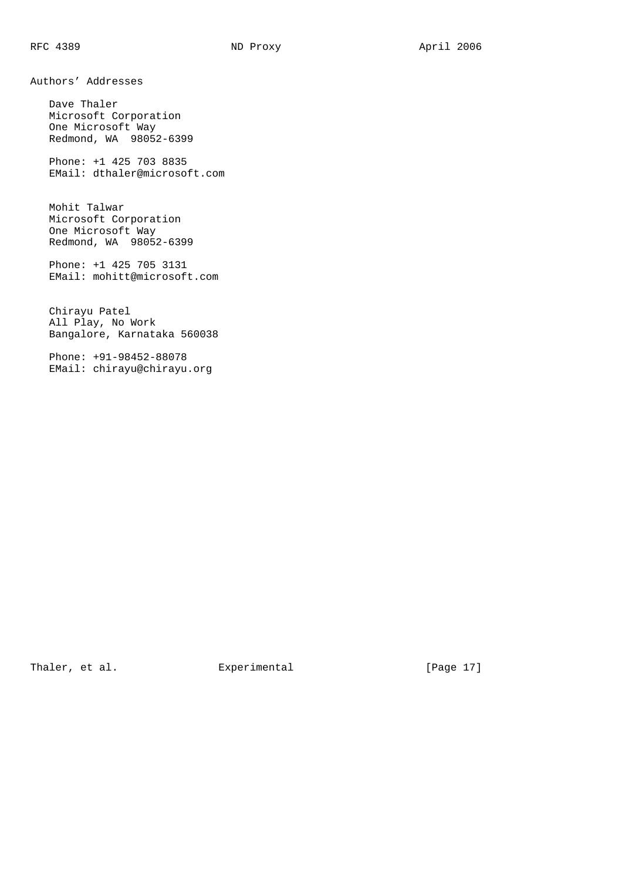## Authors' Addresses

Dave Thaler
Microsoft Corporation
One Microsoft Way
Redmond, WA  98052-6399

Phone: +1 425 703 8835
EMail: dthaler@microsoft.com

Mohit Talwar
Microsoft Corporation
One Microsoft Way
Redmond, WA  98052-6399

Phone: +1 425 705 3131
EMail: mohitt@microsoft.com

Chirayu Patel
All Play, No Work
Bangalore, Karnataka 560038

Phone: +91-98452-88078
EMail: chirayu@chirayu.org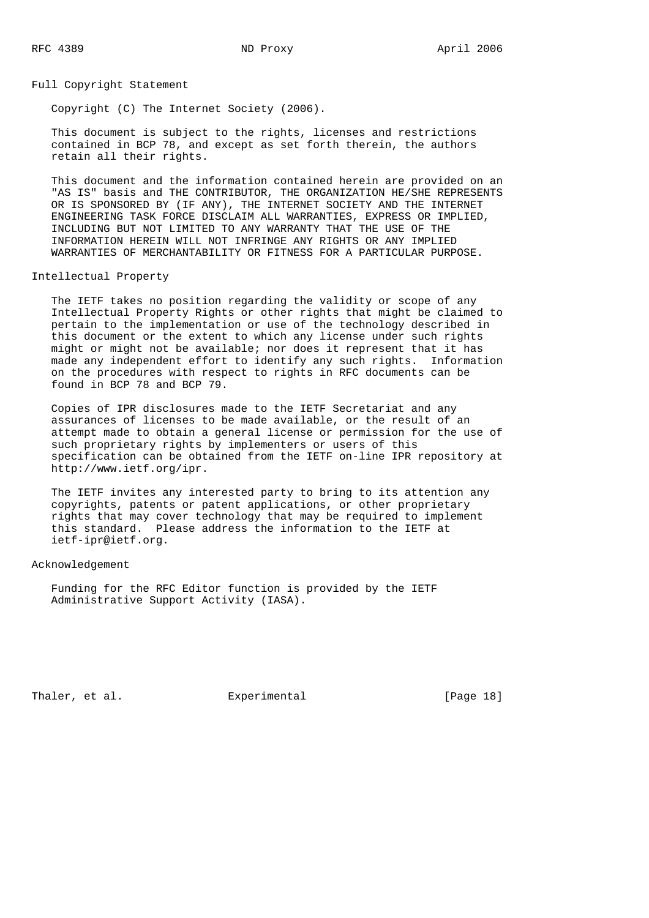## Full Copyright Statement

Copyright (C) The Internet Society (2006).

This document is subject to the rights, licenses and restrictions contained in BCP 78, and except as set forth therein, the authors retain all their rights.

This document and the information contained herein are provided on an "AS IS" basis and THE CONTRIBUTOR, THE ORGANIZATION HE/SHE REPRESENTS OR IS SPONSORED BY (IF ANY), THE INTERNET SOCIETY AND THE INTERNET ENGINEERING TASK FORCE DISCLAIM ALL WARRANTIES, EXPRESS OR IMPLIED, INCLUDING BUT NOT LIMITED TO ANY WARRANTY THAT THE USE OF THE INFORMATION HEREIN WILL NOT INFRINGE ANY RIGHTS OR ANY IMPLIED WARRANTIES OF MERCHANTABILITY OR FITNESS FOR A PARTICULAR PURPOSE.

## Intellectual Property

The IETF takes no position regarding the validity or scope of any Intellectual Property Rights or other rights that might be claimed to pertain to the implementation or use of the technology described in this document or the extent to which any license under such rights might or might not be available; nor does it represent that it has made any independent effort to identify any such rights. Information on the procedures with respect to rights in RFC documents can be found in BCP 78 and BCP 79.

Copies of IPR disclosures made to the IETF Secretariat and any assurances of licenses to be made available, or the result of an attempt made to obtain a general license or permission for the use of such proprietary rights by implementers or users of this specification can be obtained from the IETF on-line IPR repository at http://www.ietf.org/ipr.

The IETF invites any interested party to bring to its attention any copyrights, patents or patent applications, or other proprietary rights that may cover technology that may be required to implement this standard. Please address the information to the IETF at ietf-ipr@ietf.org.

## Acknowledgement

Funding for the RFC Editor function is provided by the IETF Administrative Support Activity (IASA).